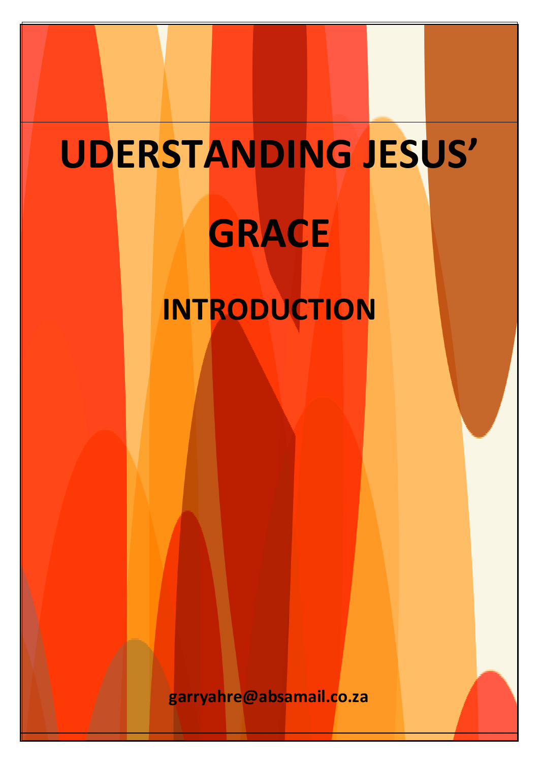# UDERSTANDING JESUS' GRACE

## INTRODUCTION

**garryahre@absamail.co.za**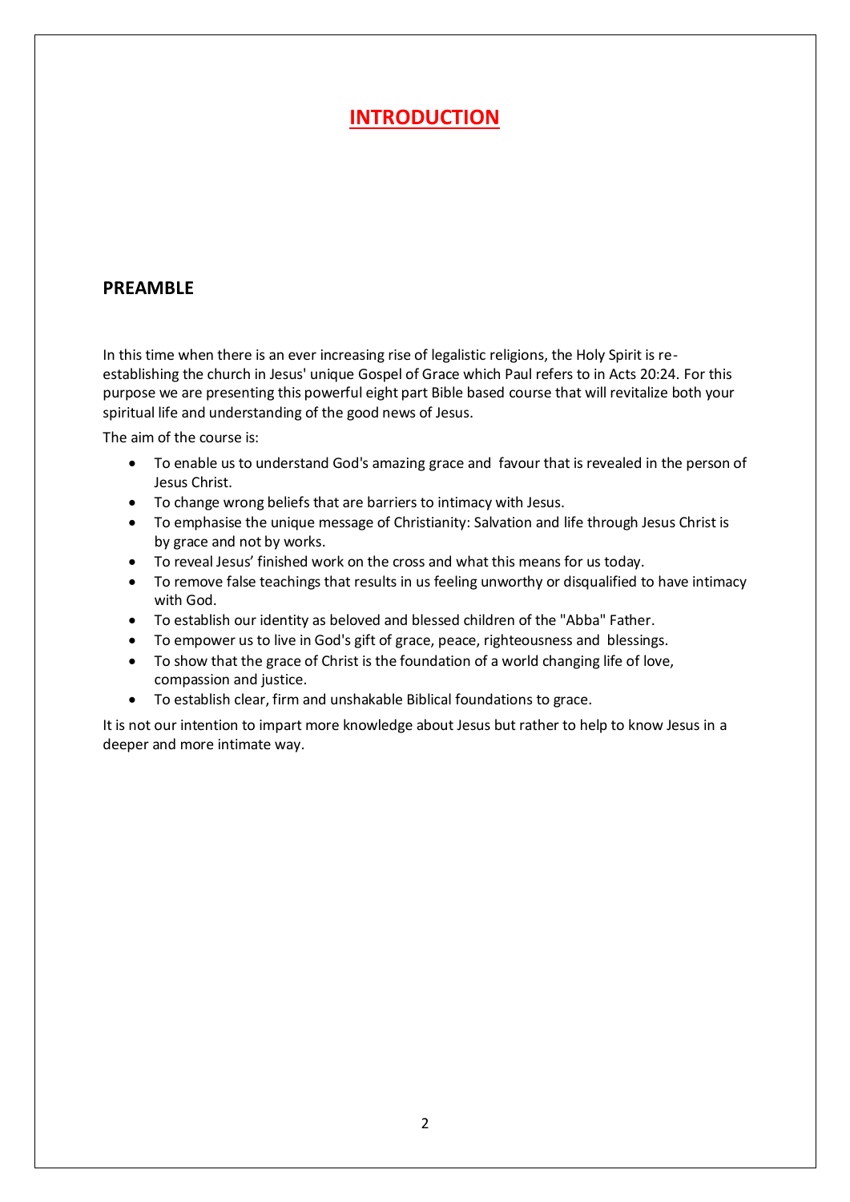# INTRODUCTION

## PREAMBLE

In this time when there is an ever increasing rise of legalistic religions, the Holy Spirit is re-establishing the church in Jesus' unique Gospel of Grace which Paul refers to in Acts 20:24. For this purpose we are presenting this powerful eight part Bible based course that will revitalize both your spiritual life and understanding of the good news of Jesus.

The aim of the course is:

- To enable us to understand God's amazing grace and favour that is revealed in the person of Jesus Christ.
- To change wrong beliefs that are barriers to intimacy with Jesus.
- To emphasise the unique message of Christianity: Salvation and life through Jesus Christ is by grace and not by works.
- To reveal Jesus' finished work on the cross and what this means for us today.
- To remove false teachings that results in us feeling unworthy or disqualified to have intimacy with God.
- To establish our identity as beloved and blessed children of the "Abba" Father.
- To empower us to live in God's gift of grace, peace, righteousness and blessings.
- To show that the grace of Christ is the foundation of a world changing life of love, compassion and justice.
- To establish clear, firm and unshakable Biblical foundations to grace.

It is not our intention to impart more knowledge about Jesus but rather to help to know Jesus in a deeper and more intimate way.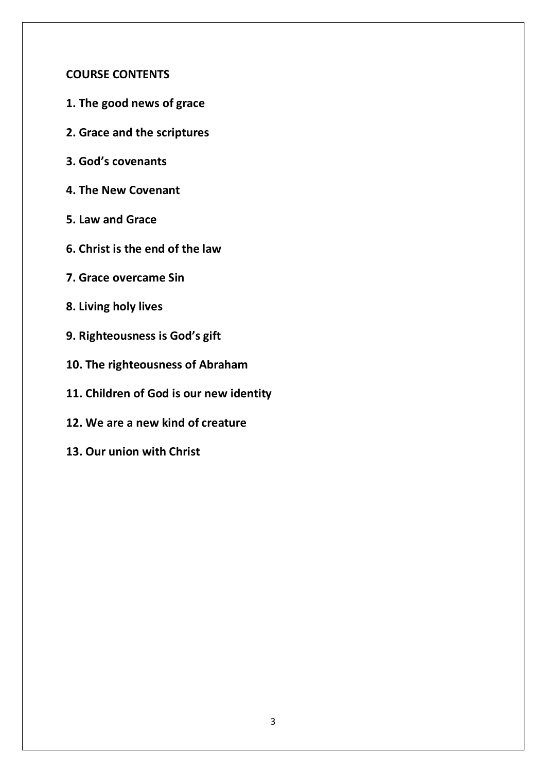## COURSE CONTENTS

**1. The good news of grace**

**2. Grace and the scriptures**

**3. God's covenants**

**4. The New Covenant**

**5. Law and Grace**

**6. Christ is the end of the law**

**7. Grace overcame Sin**

**8. Living holy lives**

**9. Righteousness is God's gift**

**10. The righteousness of Abraham**

**11. Children of God is our new identity**

**12. We are a new kind of creature**

**13. Our union with Christ**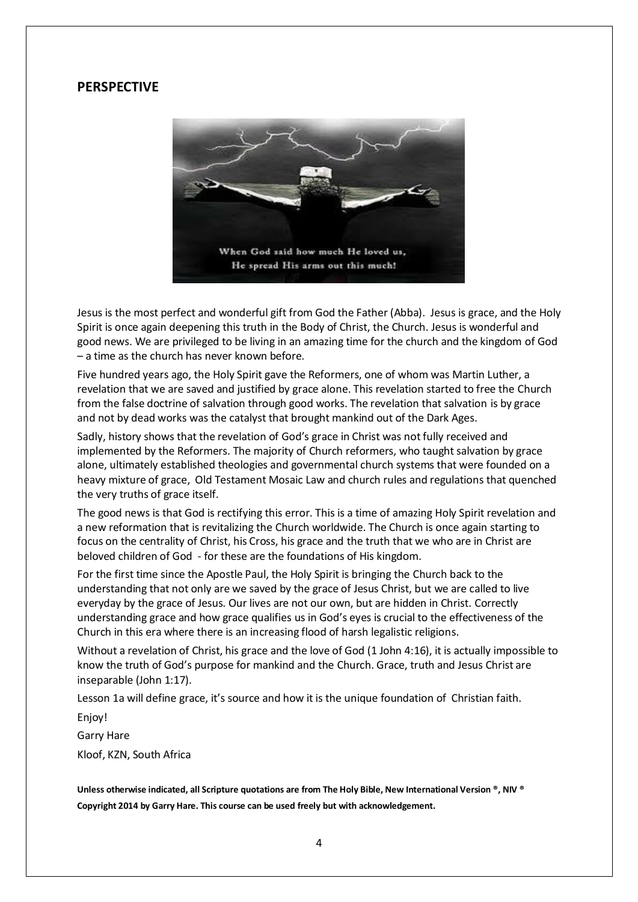## PERSPECTIVE

Jesus is the most perfect and wonderful gift from God the Father (Abba). Jesus is grace, and the Holy Spirit is once again deepening this truth in the Body of Christ, the Church. Jesus is wonderful and good news. We are privileged to be living in an amazing time for the church and the kingdom of God – a time as the church has never known before.

Five hundred years ago, the Holy Spirit gave the Reformers, one of whom was Martin Luther, a revelation that we are saved and justified by grace alone. This revelation started to free the Church from the false doctrine of salvation through good works. The revelation that salvation is by grace and not by dead works was the catalyst that brought mankind out of the Dark Ages.

Sadly, history shows that the revelation of God's grace in Christ was not fully received and implemented by the Reformers. The majority of Church reformers, who taught salvation by grace alone, ultimately established theologies and governmental church systems that were founded on a heavy mixture of grace, Old Testament Mosaic Law and church rules and regulations that quenched the very truths of grace itself.

The good news is that God is rectifying this error. This is a time of amazing Holy Spirit revelation and a new reformation that is revitalizing the Church worldwide. The Church is once again starting to focus on the centrality of Christ, his Cross, his grace and the truth that we who are in Christ are beloved children of God - for these are the foundations of His kingdom.

For the first time since the Apostle Paul, the Holy Spirit is bringing the Church back to the understanding that not only are we saved by the grace of Jesus Christ, but we are called to live everyday by the grace of Jesus. Our lives are not our own, but are hidden in Christ. Correctly understanding grace and how grace qualifies us in God's eyes is crucial to the effectiveness of the Church in this era where there is an increasing flood of harsh legalistic religions.

Without a revelation of Christ, his grace and the love of God (1 John 4:16), it is actually impossible to know the truth of God's purpose for mankind and the Church. Grace, truth and Jesus Christ are inseparable (John 1:17).

Lesson 1a will define grace, it's source and how it is the unique foundation of Christian faith.

Enjoy!

Garry Hare

Kloof, KZN, South Africa

**Unless otherwise indicated, all Scripture quotations are from The Holy Bible, New International Version ®, NIV ®**

**Copyright 2014 by Garry Hare. This course can be used freely but with acknowledgement.**